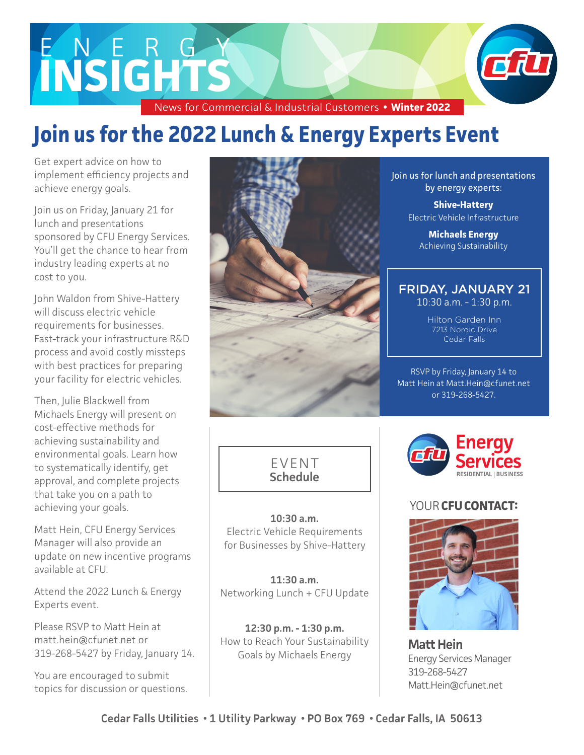# ENERGY INSIGHTS

News for Commercial & Industrial Customers • **Winter 2022**

# Join us for the 2022 Lunch & Energy Experts Event

Get expert advice on how to implement efficiency projects and achieve energy goals.

Join us on Friday, January 21 for lunch and presentations sponsored by CFU Energy Services. You'll get the chance to hear from industry leading experts at no cost to you.

John Waldon from Shive-Hattery will discuss electric vehicle requirements for businesses. Fast-track your infrastructure R&D process and avoid costly missteps with best practices for preparing your facility for electric vehicles.

Then, Julie Blackwell from Michaels Energy will present on cost-effective methods for achieving sustainability and environmental goals. Learn how to systematically identify, get approval, and complete projects that take you on a path to achieving your goals.

Matt Hein, CFU Energy Services Manager will also provide an update on new incentive programs available at CFU.

Attend the 2022 Lunch & Energy Experts event.

Please RSVP to Matt Hein at matt.hein@cfunet.net or 319-268-5427 by Friday, January 14.

You are encouraged to submit topics for discussion or questions.

## EVENT Schedule

**10:30 a.m.**
Electric Vehicle Requirements for Businesses by Shive-Hattery

**11:30 a.m.**
Networking Lunch + CFU Update

**12:30 p.m. - 1:30 p.m.**
How to Reach Your Sustainability Goals by Michaels Energy

Join us for lunch and presentations by energy experts:

**Shive-Hattery**
Electric Vehicle Infrastructure

**Michaels Energy**
Achieving Sustainability

**FRIDAY, JANUARY 21**
10:30 a.m. - 1:30 p.m.

Hilton Garden Inn
7213 Nordic Drive
Cedar Falls

RSVP by Friday, January 14 to Matt Hein at Matt.Hein@cfunet.net or 319-268-5427.

cfu Energy Services
RESIDENTIAL | BUSINESS

YOUR **CFU CONTACT:**

**Matt Hein**
Energy Services Manager
319-268-5427
Matt.Hein@cfunet.net

**Cedar Falls Utilities • 1 Utility Parkway • PO Box 769 • Cedar Falls, IA 50613**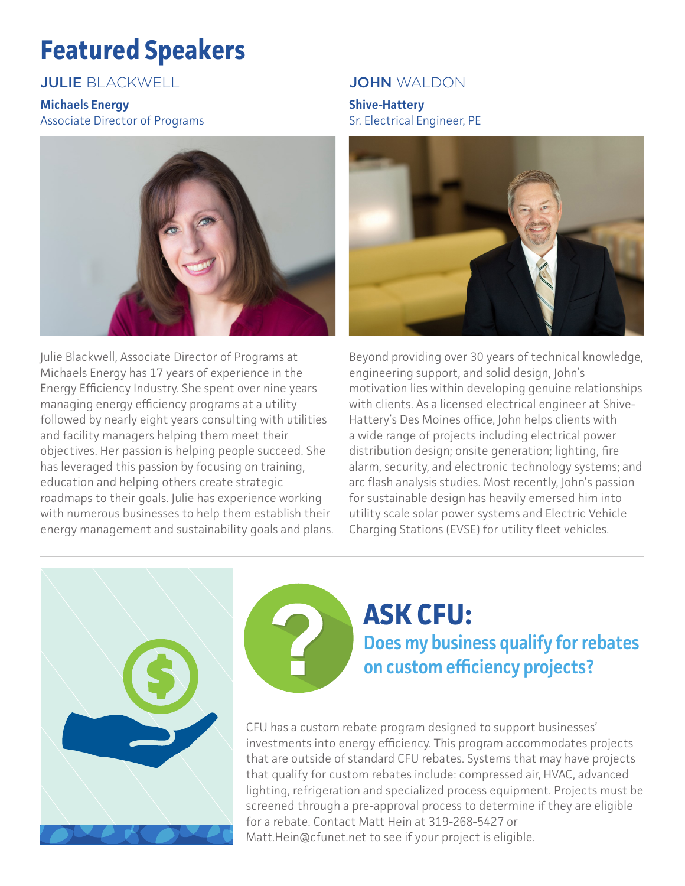# Featured Speakers

## JULIE BLACKWELL

**Michaels Energy**
Associate Director of Programs

Julie Blackwell, Associate Director of Programs at Michaels Energy has 17 years of experience in the Energy Efficiency Industry. She spent over nine years managing energy efficiency programs at a utility followed by nearly eight years consulting with utilities and facility managers helping them meet their objectives. Her passion is helping people succeed. She has leveraged this passion by focusing on training, education and helping others create strategic roadmaps to their goals. Julie has experience working with numerous businesses to help them establish their energy management and sustainability goals and plans.

## JOHN WALDON

**Shive-Hattery**
Sr. Electrical Engineer, PE

Beyond providing over 30 years of technical knowledge, engineering support, and solid design, John's motivation lies within developing genuine relationships with clients. As a licensed electrical engineer at Shive-Hattery's Des Moines office, John helps clients with a wide range of projects including electrical power distribution design; onsite generation; lighting, fire alarm, security, and electronic technology systems; and arc flash analysis studies. Most recently, John's passion for sustainable design has heavily emersed him into utility scale solar power systems and Electric Vehicle Charging Stations (EVSE) for utility fleet vehicles.

## ASK CFU:

### Does my business qualify for rebates on custom efficiency projects?

CFU has a custom rebate program designed to support businesses' investments into energy efficiency. This program accommodates projects that are outside of standard CFU rebates. Systems that may have projects that qualify for custom rebates include: compressed air, HVAC, advanced lighting, refrigeration and specialized process equipment. Projects must be screened through a pre-approval process to determine if they are eligible for a rebate. Contact Matt Hein at 319-268-5427 or Matt.Hein@cfunet.net to see if your project is eligible.